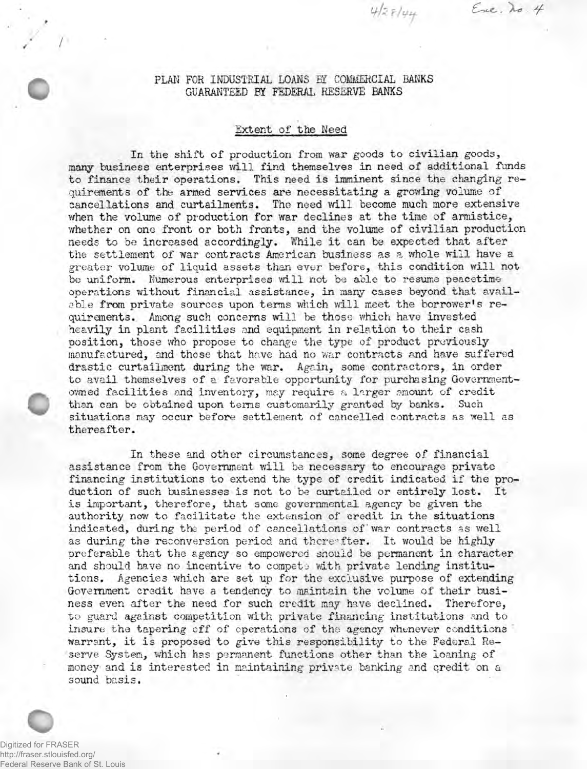4/28/44 Exc. No 4

# PLAN FOR INDUSTRIAL LOANS BY COMMERCIAL BANKS GUARANTEED BY FEDERAL RESERVE BANKS

## Extent of the Need

In the shift of production from war goods to civilian goods, many business enterprises will find themselves in need of additional funds to finance their operations. This need is imminent since the changing requirements of the armed services are necessitating a growing volume of cancellations and curtailments. The need will become much more extensive when the volume of production for war declines at the time of armistice, whether on one front or both fronts, and the volume of civilian production needs to be increased accordingly. While it can be expected that after the settlement of war contracts American business as a whole will have a greater volume of liquid assets than ever before, this condition will not be uniform. Numerous enterprises will not be able to resume peacetime operations without financial assistance, in many cases beyond that available from private sources upon terms which will meet the borrower's requirements. Among such concerns will be those which have invested heavily in plant facilities and equipment in relation to their cash position, those who propose to change the type of product previously manufactured, and those that have had no war contracts and have suffered drastic curtailment during the war. Again, some contractors, in order to avail themselves of a favorable opportunity for purchasing Government-owned facilities and inventory, may require a larger amount of credit than can be obtained upon terms customarily granted by banks. Such situations may occur before settlement of cancelled contracts as well as thereafter.

In these and other circumstances, some degree of financial assistance from the Government will be necessary to encourage private financing institutions to extend the type of credit indicated if the production of such businesses is not to be curtailed or entirely lost. It is important, therefore, that some governmental agency be given the authority now to facilitate the extension of credit in the situations indicated, during the period of cancellations of war contracts as well as during the reconversion period and thereafter. It would be highly preferable that the agency so empowered should be permanent in character and should have no incentive to compete with private lending institutions. Agencies which are set up for the exclusive purpose of extending Government credit have a tendency to maintain the volume of their business even after the need for such credit may have declined. Therefore, to guard against competition with private financing institutions and to insure the tapering off of operations of the agency whenever conditions warrant, it is proposed to give this responsibility to the Federal Reserve System, which has permanent functions other than the loaning of money and is interested in maintaining private banking and credit on a sound basis.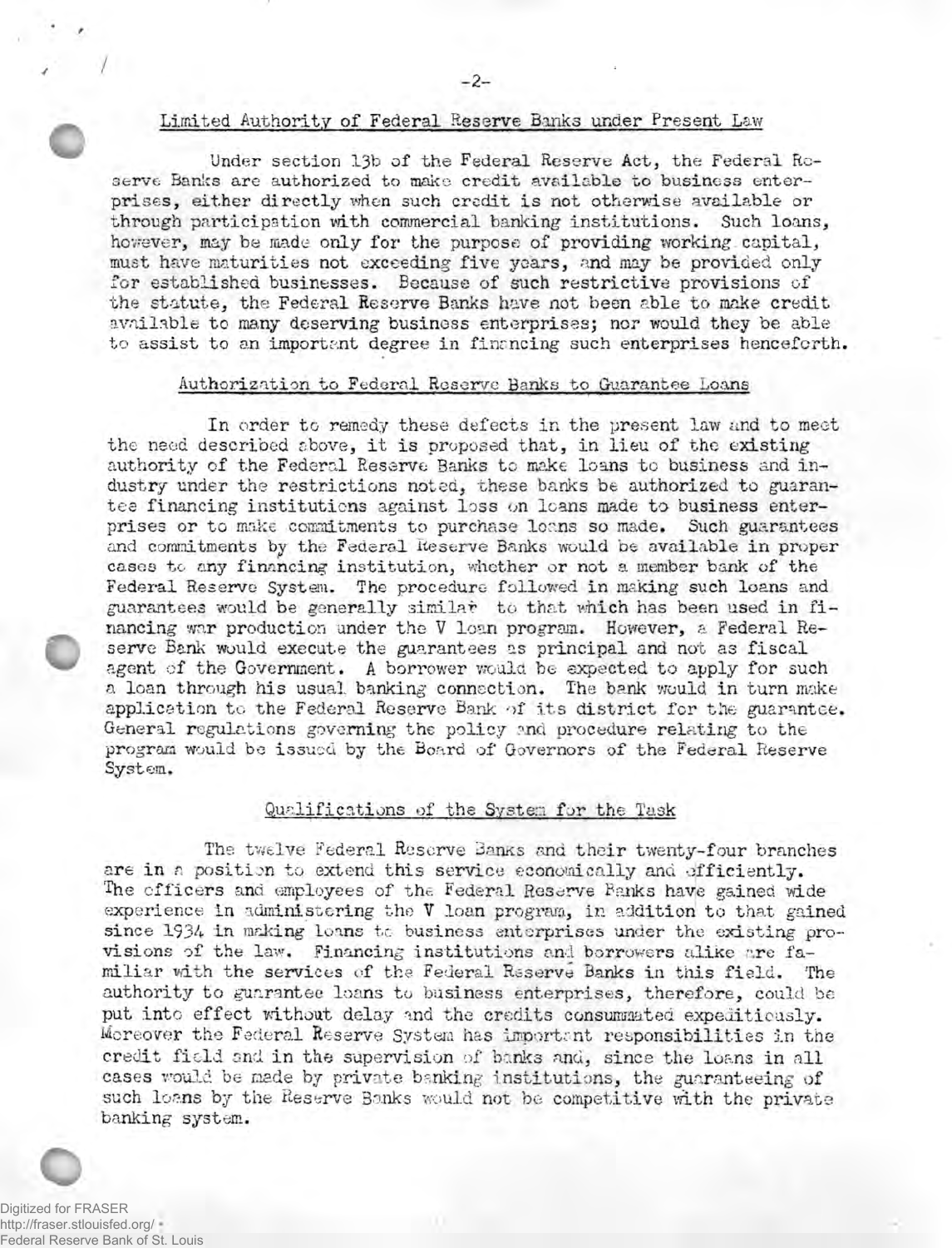## Limited Authority of Federal Reserve Banks under Present Law

Under section 13b of the Federal Reserve Act, the Federal Reserve Banks are authorized to make credit available to business enterprises, either directly when such credit is not otherwise available or through participation with commercial banking institutions. Such loans, however, may be made only for the purpose of providing working capital, must have maturities not exceeding five years, and may be provided only for established businesses. Because of such restrictive provisions of the statute, the Federal Reserve Banks have not been able to make credit available to many deserving business enterprises; nor would they be able to assist to an important degree in financing such enterprises henceforth.

## Authorization to Federal Reserve Banks to Guarantee Loans

In order to remedy these defects in the present law and to meet the need described above, it is proposed that, in lieu of the existing authority of the Federal Reserve Banks to make loans to business and industry under the restrictions noted, these banks be authorized to guarantee financing institutions against loss on loans made to business enterprises or to make commitments to purchase loans so made. Such guarantees and commitments by the Federal Reserve Banks would be available in proper cases to any financing institution, whether or not a member bank of the Federal Reserve System. The procedure followed in making such loans and guarantees would be generally similar to that which has been used in financing war production under the V loan program. However, a Federal Reserve Bank would execute the guarantees as principal and not as fiscal agent of the Government. A borrower would be expected to apply for such a loan through his usual banking connection. The bank would in turn make application to the Federal Reserve Bank of its district for the guarantee. General regulations governing the policy and procedure relating to the program would be issued by the Board of Governors of the Federal Reserve System.

## Qualifications of the System for the Task

The twelve Federal Reserve Banks and their twenty-four branches are in a position to extend this service economically and efficiently. The officers and employees of the Federal Reserve Banks have gained wide experience in administering the V loan program, in addition to that gained since 1934 in making loans to business enterprises under the existing provisions of the law. Financing institutions and borrowers alike are familiar with the services of the Federal Reserve Banks in this field. The authority to guarantee loans to business enterprises, therefore, could be put into effect without delay and the credits consummated expeditiously. Moreover the Federal Reserve System has important responsibilities in the credit field and in the supervision of banks and, since the loans in all cases would be made by private banking institutions, the guaranteeing of such loans by the Reserve Banks would not be competitive with the private banking system.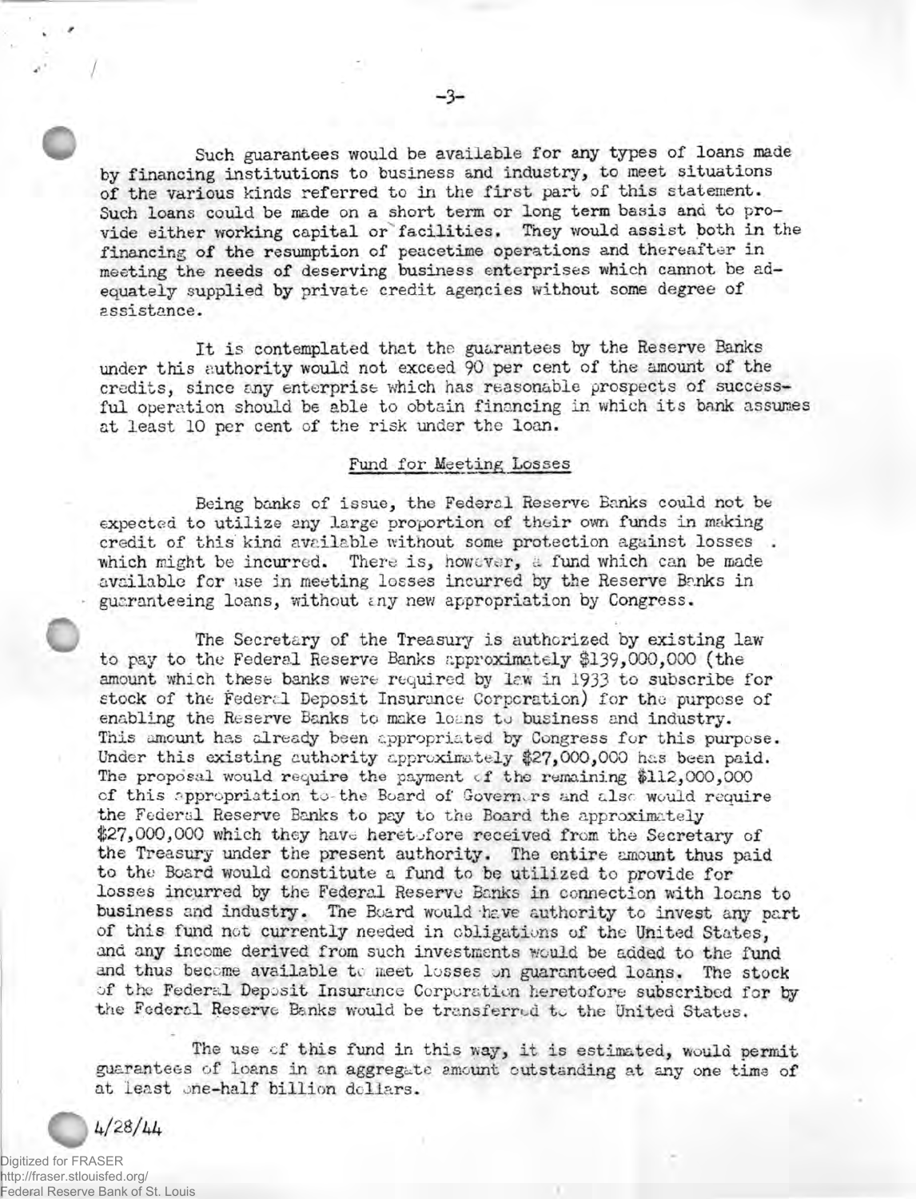Such guarantees would be available for any types of loans made by financing institutions to business and industry, to meet situations of the various kinds referred to in the first part of this statement. Such loans could be made on a short term or long term basis and to provide either working capital or facilities. They would assist both in the financing of the resumption of peacetime operations and thereafter in meeting the needs of deserving business enterprises which cannot be adequately supplied by private credit agencies without some degree of assistance.

It is contemplated that the guarantees by the Reserve Banks under this authority would not exceed 90 per cent of the amount of the credits, since any enterprise which has reasonable prospects of successful operation should be able to obtain financing in which its bank assumes at least 10 per cent of the risk under the loan.

## Fund for Meeting Losses

Being banks of issue, the Federal Reserve Banks could not be expected to utilize any large proportion of their own funds in making credit of this kind available without some protection against losses which might be incurred. There is, however, a fund which can be made available for use in meeting losses incurred by the Reserve Banks in guaranteeing loans, without any new appropriation by Congress.

The Secretary of the Treasury is authorized by existing law to pay to the Federal Reserve Banks approximately $139,000,000 (the amount which these banks were required by law in 1933 to subscribe for stock of the Federal Deposit Insurance Corporation) for the purpose of enabling the Reserve Banks to make loans to business and industry. This amount has already been appropriated by Congress for this purpose. Under this existing authority approximately $27,000,000 has been paid. The proposal would require the payment of the remaining $112,000,000 of this appropriation to the Board of Governors and also would require the Federal Reserve Banks to pay to the Board the approximately $27,000,000 which they have heretofore received from the Secretary of the Treasury under the present authority. The entire amount thus paid to the Board would constitute a fund to be utilized to provide for losses incurred by the Federal Reserve Banks in connection with loans to business and industry. The Board would have authority to invest any part of this fund not currently needed in obligations of the United States, and any income derived from such investments would be added to the fund and thus become available to meet losses on guaranteed loans. The stock of the Federal Deposit Insurance Corporation heretofore subscribed for by the Federal Reserve Banks would be transferred to the United States.

The use of this fund in this way, it is estimated, would permit guarantees of loans in an aggregate amount outstanding at any one time of at least one-half billion dollars.

4/28/44